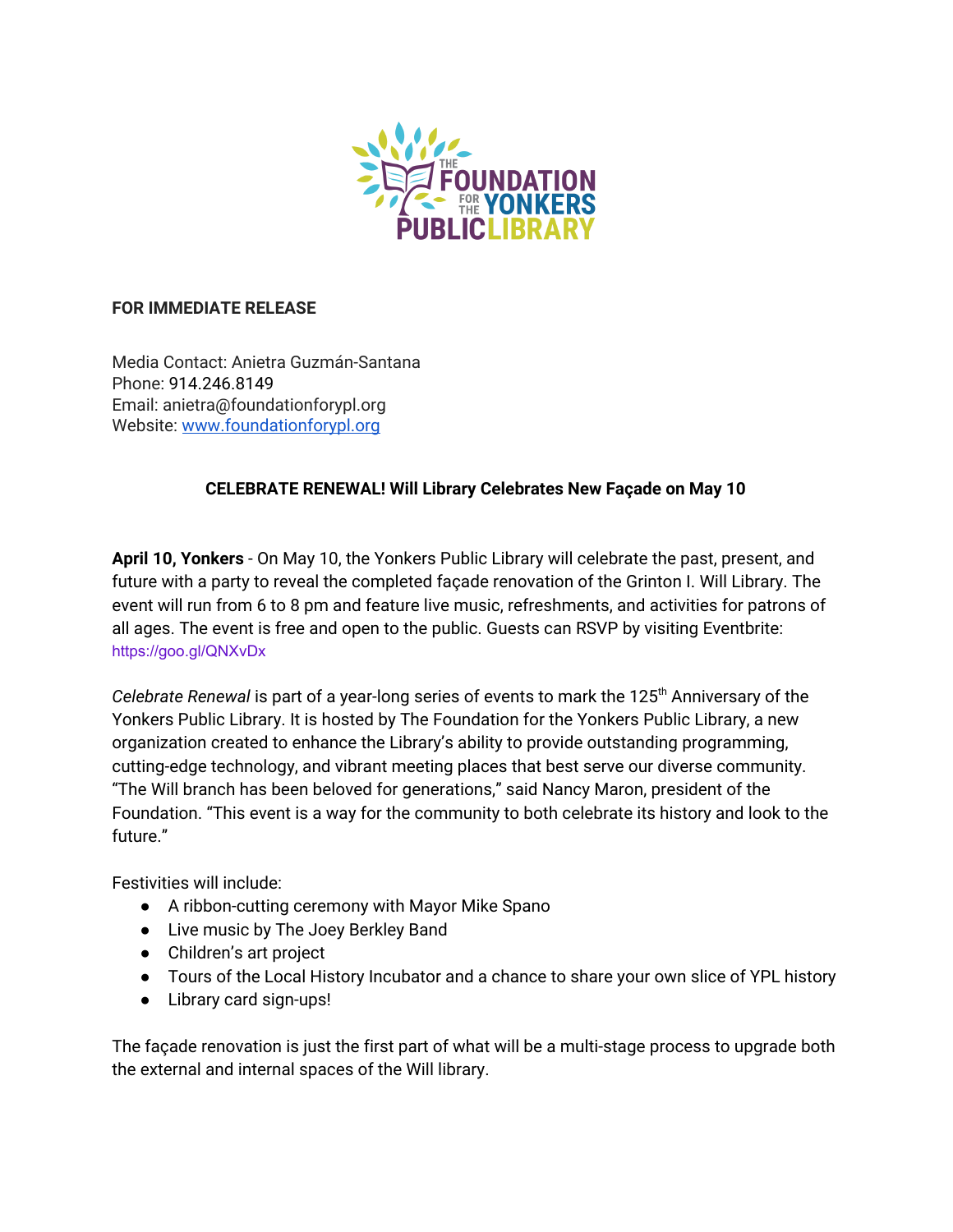THE FOUNDATION FOR THE YONKERS PUBLIC LIBRARY

**FOR IMMEDIATE RELEASE**

Media Contact: Anietra Guzmán-Santana
Phone: 914.246.8149
Email: anietra@foundationforypl.org
Website: [www.foundationforypl.org](http://www.foundationforypl.org)

**CELEBRATE RENEWAL! Will Library Celebrates New Façade on May 10**

**April 10, Yonkers** - On May 10, the Yonkers Public Library will celebrate the past, present, and future with a party to reveal the completed façade renovation of the Grinton I. Will Library. The event will run from 6 to 8 pm and feature live music, refreshments, and activities for patrons of all ages. The event is free and open to the public. Guests can RSVP by visiting Eventbrite: https://goo.gl/QNXvDx

*Celebrate Renewal* is part of a year-long series of events to mark the 125th Anniversary of the Yonkers Public Library. It is hosted by The Foundation for the Yonkers Public Library, a new organization created to enhance the Library's ability to provide outstanding programming, cutting-edge technology, and vibrant meeting places that best serve our diverse community. "The Will branch has been beloved for generations," said Nancy Maron, president of the Foundation. "This event is a way for the community to both celebrate its history and look to the future."

Festivities will include:

- A ribbon-cutting ceremony with Mayor Mike Spano
- Live music by The Joey Berkley Band
- Children's art project
- Tours of the Local History Incubator and a chance to share your own slice of YPL history
- Library card sign-ups!

The façade renovation is just the first part of what will be a multi-stage process to upgrade both the external and internal spaces of the Will library.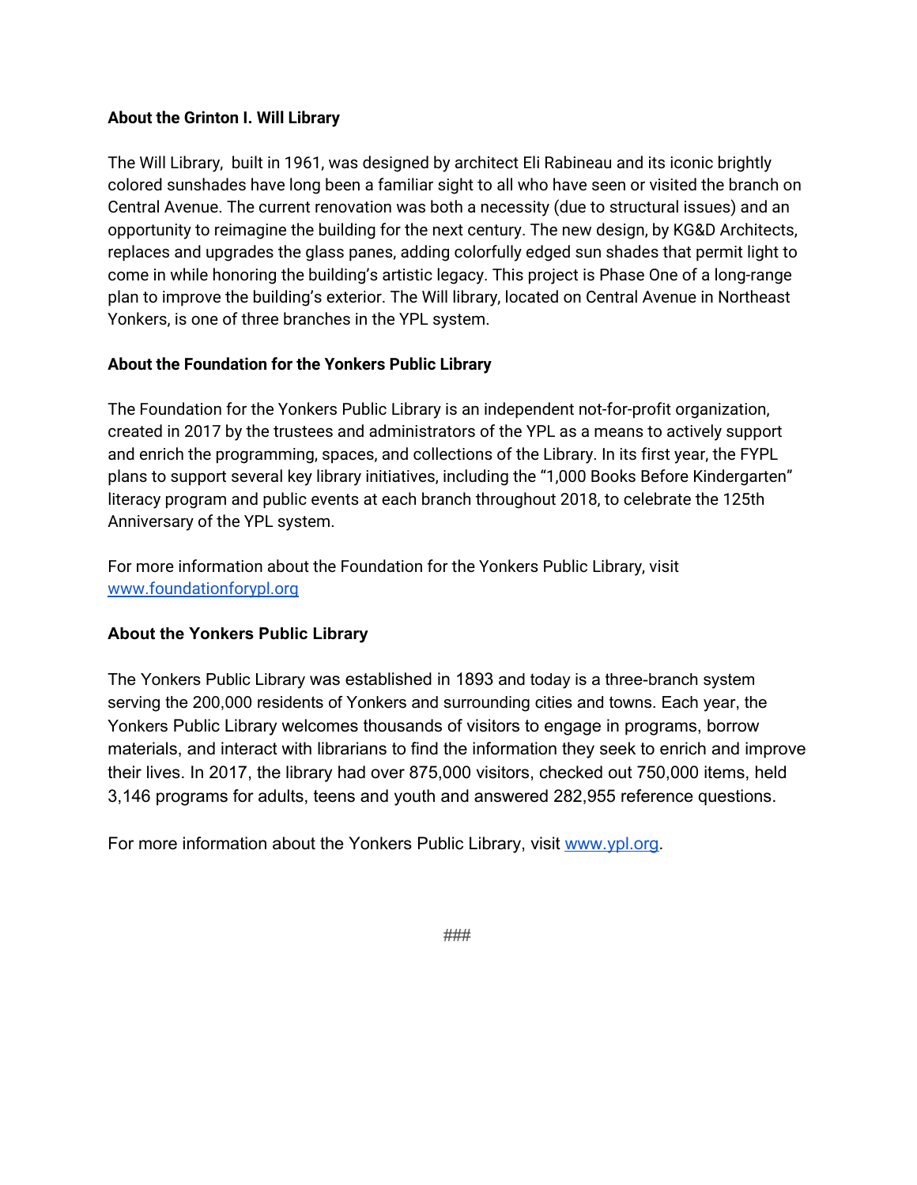**About the Grinton I. Will Library**

The Will Library, built in 1961, was designed by architect Eli Rabineau and its iconic brightly colored sunshades have long been a familiar sight to all who have seen or visited the branch on Central Avenue. The current renovation was both a necessity (due to structural issues) and an opportunity to reimagine the building for the next century. The new design, by KG&D Architects, replaces and upgrades the glass panes, adding colorfully edged sun shades that permit light to come in while honoring the building's artistic legacy. This project is Phase One of a long-range plan to improve the building's exterior. The Will library, located on Central Avenue in Northeast Yonkers, is one of three branches in the YPL system.

**About the Foundation for the Yonkers Public Library**

The Foundation for the Yonkers Public Library is an independent not-for-profit organization, created in 2017 by the trustees and administrators of the YPL as a means to actively support and enrich the programming, spaces, and collections of the Library. In its first year, the FYPL plans to support several key library initiatives, including the "1,000 Books Before Kindergarten" literacy program and public events at each branch throughout 2018, to celebrate the 125th Anniversary of the YPL system.

For more information about the Foundation for the Yonkers Public Library, visit [www.foundationforypl.org](http://www.foundationforypl.org)

**About the Yonkers Public Library**

The Yonkers Public Library was established in 1893 and today is a three-branch system serving the 200,000 residents of Yonkers and surrounding cities and towns. Each year, the Yonkers Public Library welcomes thousands of visitors to engage in programs, borrow materials, and interact with librarians to find the information they seek to enrich and improve their lives. In 2017, the library had over 875,000 visitors, checked out 750,000 items, held 3,146 programs for adults, teens and youth and answered 282,955 reference questions.

For more information about the Yonkers Public Library, visit [www.ypl.org](http://www.ypl.org).

###